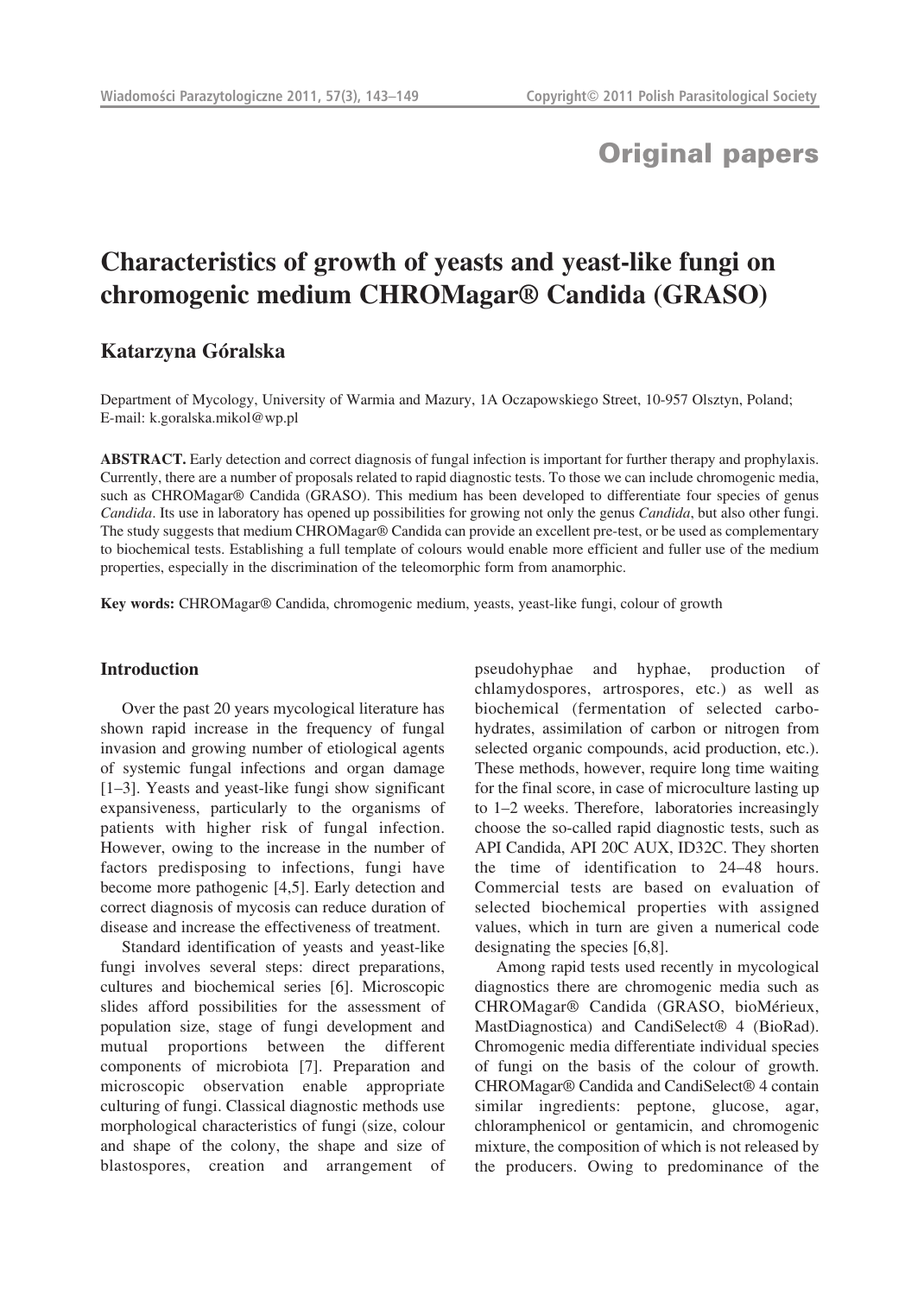# Original papers

## Characteristics of growth of yeasts and yeast-like fungi on chromogenic medium CHROMagar® Candida (GRASO)

**Katarzyna Góralska**

Department of Mycology, University of Warmia and Mazury, 1A Oczapowskiego Street, 10-957 Olsztyn, Poland; E-mail: k.goralska.mikol@wp.pl

**ABSTRACT.** Early detection and correct diagnosis of fungal infection is important for further therapy and prophylaxis. Currently, there are a number of proposals related to rapid diagnostic tests. To those we can include chromogenic media, such as CHROMagar® Candida (GRASO). This medium has been developed to differentiate four species of genus *Candida*. Its use in laboratory has opened up possibilities for growing not only the genus *Candida*, but also other fungi. The study suggests that medium CHROMagar® Candida can provide an excellent pre-test, or be used as complementary to biochemical tests. Establishing a full template of colours would enable more efficient and fuller use of the medium properties, especially in the discrimination of the teleomorphic form from anamorphic.

**Key words:** CHROMagar® Candida, chromogenic medium, yeasts, yeast-like fungi, colour of growth

### Introduction

Over the past 20 years mycological literature has shown rapid increase in the frequency of fungal invasion and growing number of etiological agents of systemic fungal infections and organ damage [1–3]. Yeasts and yeast-like fungi show significant expansiveness, particularly to the organisms of patients with higher risk of fungal infection. However, owing to the increase in the number of factors predisposing to infections, fungi have become more pathogenic [4,5]. Early detection and correct diagnosis of mycosis can reduce duration of disease and increase the effectiveness of treatment.

Standard identification of yeasts and yeast-like fungi involves several steps: direct preparations, cultures and biochemical series [6]. Microscopic slides afford possibilities for the assessment of population size, stage of fungi development and mutual proportions between the different components of microbiota [7]. Preparation and microscopic observation enable appropriate culturing of fungi. Classical diagnostic methods use morphological characteristics of fungi (size, colour and shape of the colony, the shape and size of blastospores, creation and arrangement of pseudohyphae and hyphae, production of chlamydospores, artrospores, etc.) as well as biochemical (fermentation of selected carbohydrates, assimilation of carbon or nitrogen from selected organic compounds, acid production, etc.). These methods, however, require long time waiting for the final score, in case of microculture lasting up to 1–2 weeks. Therefore, laboratories increasingly choose the so-called rapid diagnostic tests, such as API Candida, API 20C AUX, ID32C. They shorten the time of identification to 24–48 hours. Commercial tests are based on evaluation of selected biochemical properties with assigned values, which in turn are given a numerical code designating the species [6,8].

Among rapid tests used recently in mycological diagnostics there are chromogenic media such as CHROMagar® Candida (GRASO, bioMérieux, MastDiagnostica) and CandiSelect® 4 (BioRad). Chromogenic media differentiate individual species of fungi on the basis of the colour of growth. CHROMagar® Candida and CandiSelect® 4 contain similar ingredients: peptone, glucose, agar, chloramphenicol or gentamicin, and chromogenic mixture, the composition of which is not released by the producers. Owing to predominance of the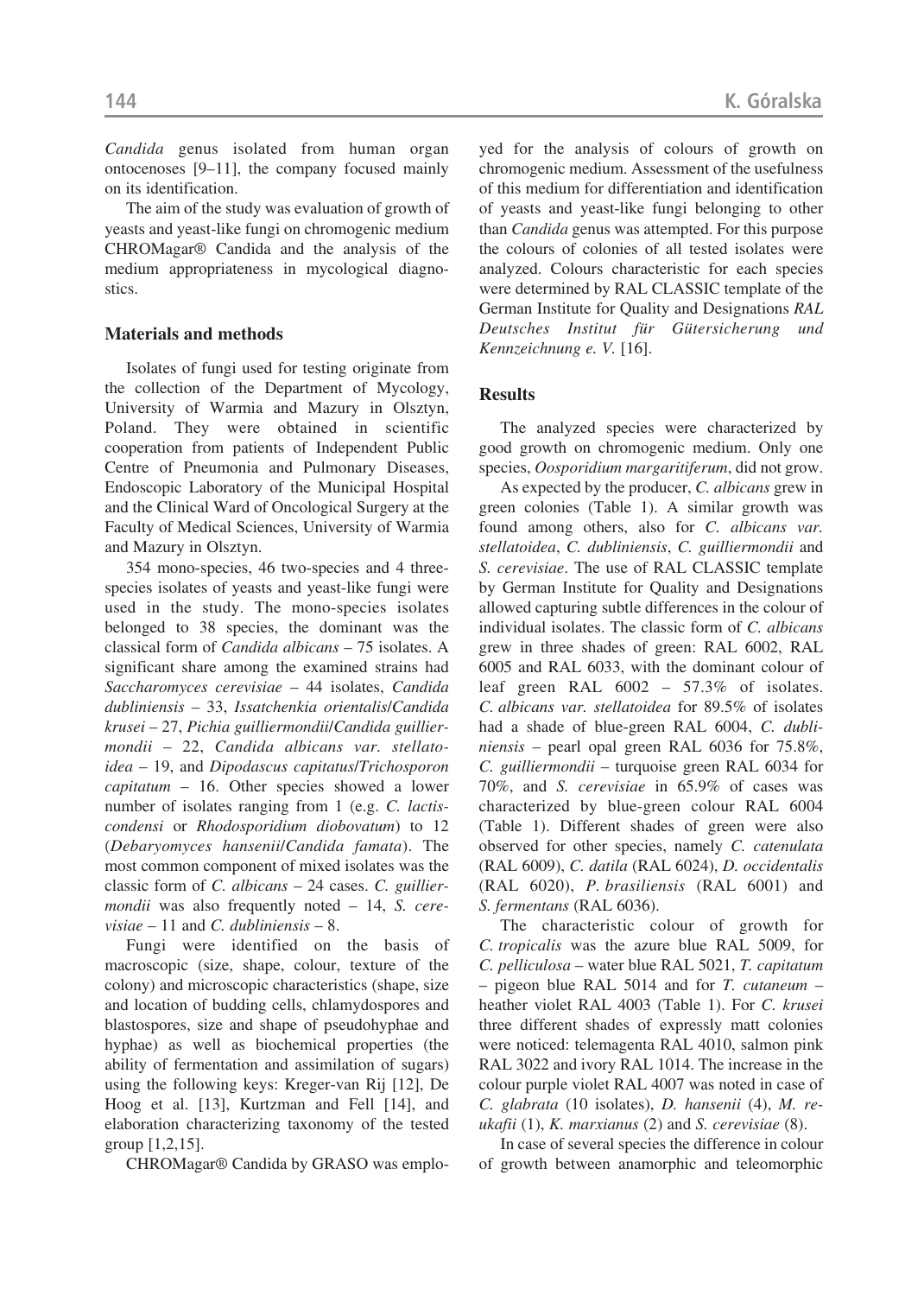*Candida* genus isolated from human organ ontocenoses [9–11], the company focused mainly on its identification.

The aim of the study was evaluation of growth of yeasts and yeast-like fungi on chromogenic medium CHROMagar® Candida and the analysis of the medium appropriateness in mycological diagnostics.

## Materials and methods

Isolates of fungi used for testing originate from the collection of the Department of Mycology, University of Warmia and Mazury in Olsztyn, Poland. They were obtained in scientific cooperation from patients of Independent Public Centre of Pneumonia and Pulmonary Diseases, Endoscopic Laboratory of the Municipal Hospital and the Clinical Ward of Oncological Surgery at the Faculty of Medical Sciences, University of Warmia and Mazury in Olsztyn.

354 mono-species, 46 two-species and 4 three-species isolates of yeasts and yeast-like fungi were used in the study. The mono-species isolates belonged to 38 species, the dominant was the classical form of *Candida albicans* – 75 isolates. A significant share among the examined strains had *Saccharomyces cerevisiae* – 44 isolates, *Candida dubliniensis* – 33, *Issatchenkia orientalis*/*Candida krusei* – 27, *Pichia guilliermondii*/*Candida guilliermondii* – 22, *Candida albicans var. stellatoidea* – 19, and *Dipodascus capitatus*/*Trichosporon capitatum* – 16. Other species showed a lower number of isolates ranging from 1 (e.g. *C. lactiscondensi* or *Rhodosporidium diobovatum*) to 12 (*Debaryomyces hansenii*/*Candida famata*). The most common component of mixed isolates was the classic form of *C. albicans* – 24 cases. *C. guilliermondii* was also frequently noted – 14, *S. cerevisiae* – 11 and *C. dubliniensis* – 8.

Fungi were identified on the basis of macroscopic (size, shape, colour, texture of the colony) and microscopic characteristics (shape, size and location of budding cells, chlamydospores and blastospores, size and shape of pseudohyphae and hyphae) as well as biochemical properties (the ability of fermentation and assimilation of sugars) using the following keys: Kreger-van Rij [12], De Hoog et al. [13], Kurtzman and Fell [14], and elaboration characterizing taxonomy of the tested group [1,2,15].

CHROMagar® Candida by GRASO was employed for the analysis of colours of growth on chromogenic medium. Assessment of the usefulness of this medium for differentiation and identification of yeasts and yeast-like fungi belonging to other than *Candida* genus was attempted. For this purpose the colours of colonies of all tested isolates were analyzed. Colours characteristic for each species were determined by RAL CLASSIC template of the German Institute for Quality and Designations *RAL Deutsches Institut für Gütersicherung und Kennzeichnung e. V.* [16].

## Results

The analyzed species were characterized by good growth on chromogenic medium. Only one species, *Oosporidium margaritiferum*, did not grow.

As expected by the producer, *C. albicans* grew in green colonies (Table 1). A similar growth was found among others, also for *C. albicans var. stellatoidea*, *C. dubliniensis*, *C. guilliermondii* and *S. cerevisiae*. The use of RAL CLASSIC template by German Institute for Quality and Designations allowed capturing subtle differences in the colour of individual isolates. The classic form of *C. albicans* grew in three shades of green: RAL 6002, RAL 6005 and RAL 6033, with the dominant colour of leaf green RAL 6002 – 57.3% of isolates. *C. albicans var. stellatoidea* for 89.5% of isolates had a shade of blue-green RAL 6004, *C. dubliniensis* – pearl opal green RAL 6036 for 75.8%, *C. guilliermondii* – turquoise green RAL 6034 for 70%, and *S. cerevisiae* in 65.9% of cases was characterized by blue-green colour RAL 6004 (Table 1). Different shades of green were also observed for other species, namely *C. catenulata* (RAL 6009), *C. datila* (RAL 6024), *D. occidentalis* (RAL 6020), *P. brasiliensis* (RAL 6001) and *S. fermentans* (RAL 6036).

The characteristic colour of growth for *C. tropicalis* was the azure blue RAL 5009, for *C. pelliculosa* – water blue RAL 5021, *T. capitatum* – pigeon blue RAL 5014 and for *T. cutaneum* – heather violet RAL 4003 (Table 1). For *C. krusei* three different shades of expressly matt colonies were noticed: telemagenta RAL 4010, salmon pink RAL 3022 and ivory RAL 1014. The increase in the colour purple violet RAL 4007 was noted in case of *C. glabrata* (10 isolates), *D. hansenii* (4), *M. reukafii* (1), *K. marxianus* (2) and *S. cerevisiae* (8).

In case of several species the difference in colour of growth between anamorphic and teleomorphic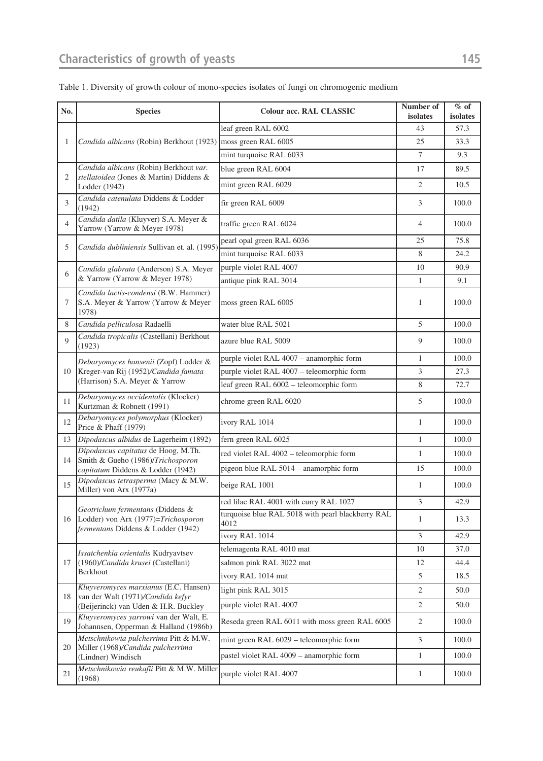Table 1. Diversity of growth colour of mono-species isolates of fungi on chromogenic medium

| No. | Species | Colour acc. RAL CLASSIC | Number of isolates | % of isolates |
|---|---|---|---|---|
| 1 | *Candida albicans* (Robin) Berkhout (1923) | leaf green RAL 6002 | 43 | 57.3 |
| | | moss green RAL 6005 | 25 | 33.3 |
| | | mint turquoise RAL 6033 | 7 | 9.3 |
| 2 | *Candida albicans* (Robin) Berkhout *var. stellatoidea* (Jones & Martin) Diddens & Lodder (1942) | blue green RAL 6004 | 17 | 89.5 |
| | | mint green RAL 6029 | 2 | 10.5 |
| 3 | *Candida catenulata* Diddens & Lodder (1942) | fir green RAL 6009 | 3 | 100.0 |
| 4 | *Candida datila* (Kluyver) S.A. Meyer & Yarrow (Yarrow & Meyer 1978) | traffic green RAL 6024 | 4 | 100.0 |
| 5 | *Candida dubliniensis* Sullivan et. al. (1995) | pearl opal green RAL 6036 | 25 | 75.8 |
| | | mint turquoise RAL 6033 | 8 | 24.2 |
| 6 | *Candida glabrata* (Anderson) S.A. Meyer & Yarrow (Yarrow & Meyer 1978) | purple violet RAL 4007 | 10 | 90.9 |
| | | antique pink RAL 3014 | 1 | 9.1 |
| 7 | *Candida lactis-condensi* (B.W. Hammer) S.A. Meyer & Yarrow (Yarrow & Meyer 1978) | moss green RAL 6005 | 1 | 100.0 |
| 8 | *Candida pelliculosa* Radaelli | water blue RAL 5021 | 5 | 100.0 |
| 9 | *Candida tropicalis* (Castellani) Berkhout (1923) | azure blue RAL 5009 | 9 | 100.0 |
| 10 | *Debaryomyces hansenii* (Zopf) Lodder & Kreger-van Rij (1952)/*Candida famata* (Harrison) S.A. Meyer & Yarrow | purple violet RAL 4007 – anamorphic form | 1 | 100.0 |
| | | purple violet RAL 4007 – teleomorphic form | 3 | 27.3 |
| | | leaf green RAL 6002 – teleomorphic form | 8 | 72.7 |
| 11 | *Debaryomyces occidentalis* (Klocker) Kurtzman & Robnett (1991) | chrome green RAL 6020 | 5 | 100.0 |
| 12 | *Debaryomyces polymorphus* (Klocker) Price & Phaff (1979) | ivory RAL 1014 | 1 | 100.0 |
| 13 | *Dipodascus albidus* de Lagerheim (1892) | fern green RAL 6025 | 1 | 100.0 |
| 14 | *Dipodascus capitatus* de Hoog, M.Th. Smith & Gueho (1986)/*Trichosporon capitatum* Diddens & Lodder (1942) | red violet RAL 4002 – teleomorphic form | 1 | 100.0 |
| | | pigeon blue RAL 5014 – anamorphic form | 15 | 100.0 |
| 15 | *Dipodascus tetrasperma* (Macy & M.W. Miller) von Arx (1977a) | beige RAL 1001 | 1 | 100.0 |
| 16 | *Geotrichum fermentans* (Diddens & Lodder) von Arx (1977)=*Trichosporon fermentans* Diddens & Lodder (1942) | red lilac RAL 4001 with curry RAL 1027 | 3 | 42.9 |
| | | turquoise blue RAL 5018 with pearl blackberry RAL 4012 | 1 | 13.3 |
| | | ivory RAL 1014 | 3 | 42.9 |
| 17 | *Issatchenkia orientalis* Kudryavtsev (1960)/*Candida krusei* (Castellani) Berkhout | telemagenta RAL 4010 mat | 10 | 37.0 |
| | | salmon pink RAL 3022 mat | 12 | 44.4 |
| | | ivory RAL 1014 mat | 5 | 18.5 |
| 18 | *Kluyveromyces marxianus* (E.C. Hansen) van der Walt (1971)/*Candida kefyr* (Beijerinck) van Uden & H.R. Buckley | light pink RAL 3015 | 2 | 50.0 |
| | | purple violet RAL 4007 | 2 | 50.0 |
| 19 | *Kluyveromyces yarrowi* van der Walt, E. Johannsen, Opperman & Halland (1986b) | Reseda green RAL 6011 with moss green RAL 6005 | 2 | 100.0 |
| 20 | *Metschnikowia pulcherrima* Pitt & M.W. Miller (1968)/*Candida pulcherrima* (Lindner) Windisch | mint green RAL 6029 – teleomorphic form | 3 | 100.0 |
| | | pastel violet RAL 4009 – anamorphic form | 1 | 100.0 |
| 21 | *Metschnikowia reukafii* Pitt & M.W. Miller (1968) | purple violet RAL 4007 | 1 | 100.0 |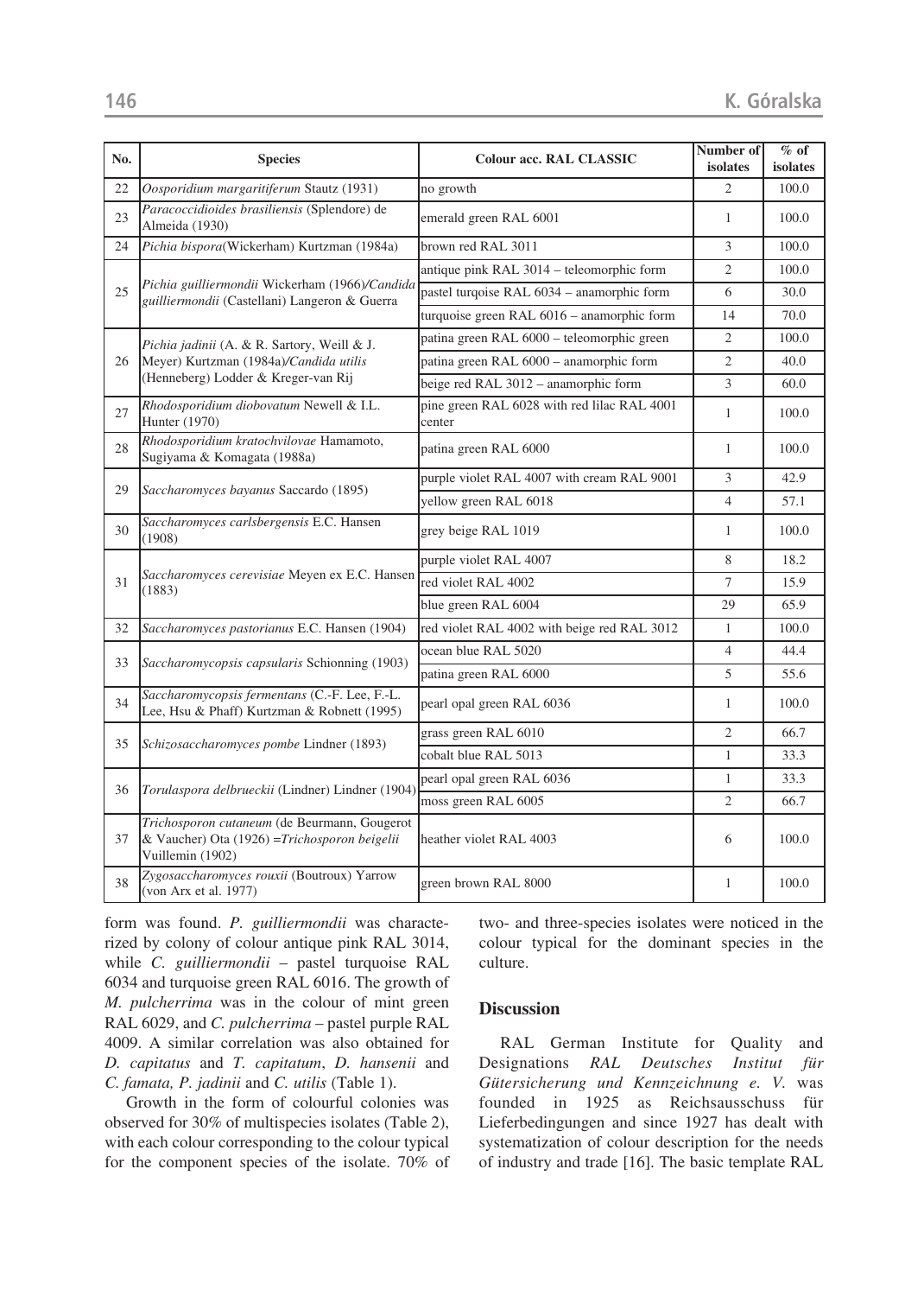| No. | Species | Colour acc. RAL CLASSIC | Number of isolates | % of isolates |
|---|---|---|---|---|
| 22 | *Oosporidium margaritiferum* Stautz (1931) | no growth | 2 | 100.0 |
| 23 | *Paracoccidioides brasiliensis* (Splendore) de Almeida (1930) | emerald green RAL 6001 | 1 | 100.0 |
| 24 | *Pichia bispora*(Wickerham) Kurtzman (1984a) | brown red RAL 3011 | 3 | 100.0 |
| 25 | *Pichia guilliermondii* Wickerham (1966)/*Candida guilliermondii* (Castellani) Langeron & Guerra | antique pink RAL 3014 – teleomorphic form | 2 | 100.0 |
| | | pastel turqoise RAL 6034 – anamorphic form | 6 | 30.0 |
| | | turquoise green RAL 6016 – anamorphic form | 14 | 70.0 |
| 26 | *Pichia jadinii* (A. & R. Sartory, Weill & J. Meyer) Kurtzman (1984a)/*Candida utilis* (Henneberg) Lodder & Kreger-van Rij | patina green RAL 6000 – teleomorphic green | 2 | 100.0 |
| | | patina green RAL 6000 – anamorphic form | 2 | 40.0 |
| | | beige red RAL 3012 – anamorphic form | 3 | 60.0 |
| 27 | *Rhodosporidium diobovatum* Newell & I.L. Hunter (1970) | pine green RAL 6028 with red lilac RAL 4001 center | 1 | 100.0 |
| 28 | *Rhodosporidium kratochvilovae* Hamamoto, Sugiyama & Komagata (1988a) | patina green RAL 6000 | 1 | 100.0 |
| 29 | *Saccharomyces bayanus* Saccardo (1895) | purple violet RAL 4007 with cream RAL 9001 | 3 | 42.9 |
| | | yellow green RAL 6018 | 4 | 57.1 |
| 30 | *Saccharomyces carlsbergensis* E.C. Hansen (1908) | grey beige RAL 1019 | 1 | 100.0 |
| 31 | *Saccharomyces cerevisiae* Meyen ex E.C. Hansen (1883) | purple violet RAL 4007 | 8 | 18.2 |
| | | red violet RAL 4002 | 7 | 15.9 |
| | | blue green RAL 6004 | 29 | 65.9 |
| 32 | *Saccharomyces pastorianus* E.C. Hansen (1904) | red violet RAL 4002 with beige red RAL 3012 | 1 | 100.0 |
| 33 | *Saccharomycopsis capsularis* Schionning (1903) | ocean blue RAL 5020 | 4 | 44.4 |
| | | patina green RAL 6000 | 5 | 55.6 |
| 34 | *Saccharomycopsis fermentans* (C.-F. Lee, F.-L. Lee, Hsu & Phaff) Kurtzman & Robnett (1995) | pearl opal green RAL 6036 | 1 | 100.0 |
| 35 | *Schizosaccharomyces pombe* Lindner (1893) | grass green RAL 6010 | 2 | 66.7 |
| | | cobalt blue RAL 5013 | 1 | 33.3 |
| 36 | *Torulaspora delbrueckii* (Lindner) Lindner (1904) | pearl opal green RAL 6036 | 1 | 33.3 |
| | | moss green RAL 6005 | 2 | 66.7 |
| 37 | *Trichosporon cutaneum* (de Beurmann, Gougerot & Vaucher) Ota (1926) =*Trichosporon beigelii* Vuillemin (1902) | heather violet RAL 4003 | 6 | 100.0 |
| 38 | *Zygosaccharomyces rouxii* (Boutroux) Yarrow (von Arx et al. 1977) | green brown RAL 8000 | 1 | 100.0 |

form was found. *P. guilliermondii* was characterized by colony of colour antique pink RAL 3014, while *C. guilliermondii* – pastel turquoise RAL 6034 and turquoise green RAL 6016. The growth of *M. pulcherrima* was in the colour of mint green RAL 6029, and *C. pulcherrima* – pastel purple RAL 4009. A similar correlation was also obtained for *D. capitatus* and *T. capitatum*, *D. hansenii* and *C. famata, P. jadinii* and *C. utilis* (Table 1).

Growth in the form of colourful colonies was observed for 30% of multispecies isolates (Table 2), with each colour corresponding to the colour typical for the component species of the isolate. 70% of two- and three-species isolates were noticed in the colour typical for the dominant species in the culture.

## Discussion

RAL German Institute for Quality and Designations *RAL Deutsches Institut für Gütersicherung und Kennzeichnung e. V.* was founded in 1925 as Reichsausschuss für Lieferbedingungen and since 1927 has dealt with systematization of colour description for the needs of industry and trade [16]. The basic template RAL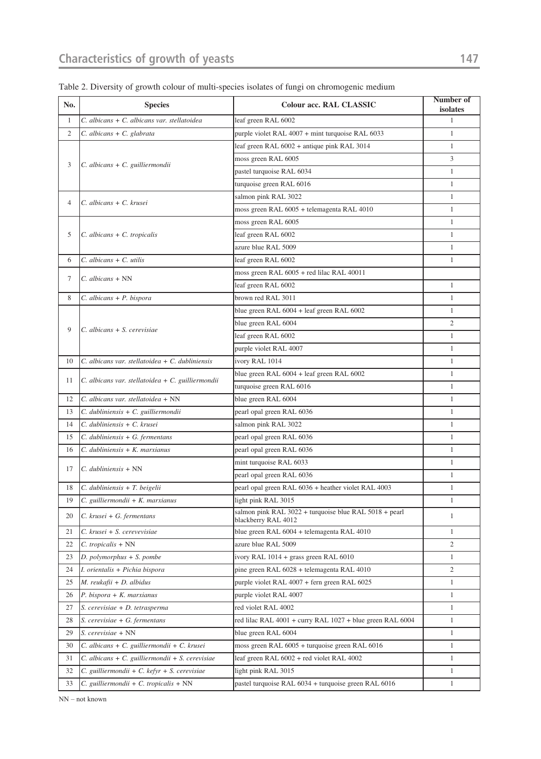Table 2. Diversity of growth colour of multi-species isolates of fungi on chromogenic medium

| No. | Species | Colour acc. RAL CLASSIC | Number of isolates |
|---|---|---|---|
| 1 | *C. albicans + C. albicans var. stellatoidea* | leaf green RAL 6002 | 1 |
| 2 | *C. albicans + C. glabrata* | purple violet RAL 4007 + mint turquoise RAL 6033 | 1 |
| 3 | *C. albicans + C. guilliermondii* | leaf green RAL 6002 + antique pink RAL 3014 | 1 |
| | | moss green RAL 6005 | 3 |
| | | pastel turquoise RAL 6034 | 1 |
| | | turquoise green RAL 6016 | 1 |
| 4 | *C. albicans + C. krusei* | salmon pink RAL 3022 | 1 |
| | | moss green RAL 6005 + telemagenta RAL 4010 | 1 |
| 5 | *C. albicans + C. tropicalis* | moss green RAL 6005 | 1 |
| | | leaf green RAL 6002 | 1 |
| | | azure blue RAL 5009 | 1 |
| 6 | *C. albicans + C. utilis* | leaf green RAL 6002 | 1 |
| 7 | *C. albicans* + NN | moss green RAL 6005 + red lilac RAL 40011 | |
| | | leaf green RAL 6002 | 1 |
| 8 | *C. albicans + P. bispora* | brown red RAL 3011 | 1 |
| 9 | *C. albicans + S. cerevisiae* | blue green RAL 6004 + leaf green RAL 6002 | 1 |
| | | blue green RAL 6004 | 2 |
| | | leaf green RAL 6002 | 1 |
| | | purple violet RAL 4007 | 1 |
| 10 | *C. albicans var. stellatoidea + C. dubliniensis* | ivory RAL 1014 | 1 |
| 11 | *C. albicans var. stellatoidea + C. guilliermondii* | blue green RAL 6004 + leaf green RAL 6002 | 1 |
| | | turquoise green RAL 6016 | 1 |
| 12 | *C. albicans var. stellatoidea* + NN | blue green RAL 6004 | 1 |
| 13 | *C. dubliniensis + C. guilliermondii* | pearl opal green RAL 6036 | 1 |
| 14 | *C. dubliniensis + C. krusei* | salmon pink RAL 3022 | 1 |
| 15 | *C. dubliniensis + G. fermentans* | pearl opal green RAL 6036 | 1 |
| 16 | *C. dubliniensis + K. marxianus* | pearl opal green RAL 6036 | 1 |
| 17 | *C. dubliniensis* + NN | mint turquoise RAL 6033 | 1 |
| | | pearl opal green RAL 6036 | 1 |
| 18 | *C. dubliniensis + T. beigelii* | pearl opal green RAL 6036 + heather violet RAL 4003 | 1 |
| 19 | *C. guilliermondii + K. marxianus* | light pink RAL 3015 | 1 |
| 20 | *C. krusei + G. fermentans* | salmon pink RAL 3022 + turquoise blue RAL 5018 + pearl blackberry RAL 4012 | 1 |
| 21 | *C. krusei + S. cerevevisiae* | blue green RAL 6004 + telemagenta RAL 4010 | 1 |
| 22 | *C. tropicalis* + NN | azure blue RAL 5009 | 2 |
| 23 | *D. polymorphus + S. pombe* | ivory RAL 1014 + grass green RAL 6010 | 1 |
| 24 | *I. orientalis + Pichia bispora* | pine green RAL 6028 + telemagenta RAL 4010 | 2 |
| 25 | *M. reukafii + D. albidus* | purple violet RAL 4007 + fern green RAL 6025 | 1 |
| 26 | *P. bispora + K. marxianus* | purple violet RAL 4007 | 1 |
| 27 | *S. cerevisiae + D. tetrasperma* | red violet RAL 4002 | 1 |
| 28 | *S. cerevisiae + G. fermentans* | red lilac RAL 4001 + curry RAL 1027 + blue green RAL 6004 | 1 |
| 29 | *S. cerevisiae* + NN | blue green RAL 6004 | 1 |
| 30 | *C. albicans + C. guilliermondii + C. krusei* | moss green RAL 6005 + turquoise green RAL 6016 | 1 |
| 31 | *C. albicans + C. guilliermondii + S. cerevisiae* | leaf green RAL 6002 + red violet RAL 4002 | 1 |
| 32 | *C. guilliermondii + C. kefyr + S. cerevisiae* | light pink RAL 3015 | 1 |
| 33 | *C. guilliermondii + C. tropicalis* + NN | pastel turquoise RAL 6034 + turquoise green RAL 6016 | 1 |

NN – not known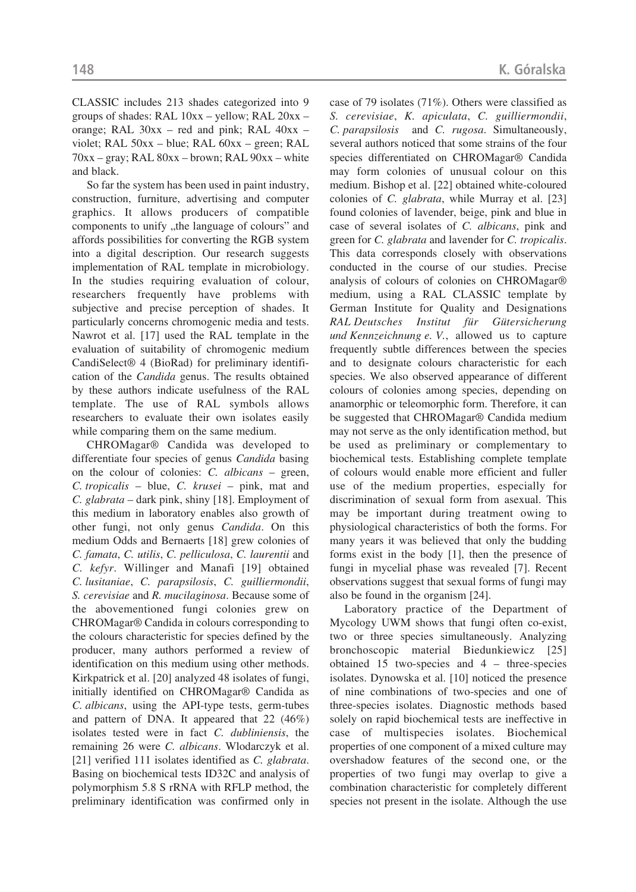CLASSIC includes 213 shades categorized into 9 groups of shades: RAL 10xx – yellow; RAL 20xx – orange; RAL 30xx – red and pink; RAL 40xx – violet; RAL 50xx – blue; RAL 60xx – green; RAL 70xx – gray; RAL 80xx – brown; RAL 90xx – white and black.

So far the system has been used in paint industry, construction, furniture, advertising and computer graphics. It allows producers of compatible components to unify „the language of colours" and affords possibilities for converting the RGB system into a digital description. Our research suggests implementation of RAL template in microbiology. In the studies requiring evaluation of colour, researchers frequently have problems with subjective and precise perception of shades. It particularly concerns chromogenic media and tests. Nawrot et al. [17] used the RAL template in the evaluation of suitability of chromogenic medium CandiSelect® 4 (BioRad) for preliminary identification of the *Candida* genus. The results obtained by these authors indicate usefulness of the RAL template. The use of RAL symbols allows researchers to evaluate their own isolates easily while comparing them on the same medium.

CHROMagar® Candida was developed to differentiate four species of genus *Candida* basing on the colour of colonies: *C. albicans* – green, *C. tropicalis* – blue, *C. krusei* – pink, mat and *C. glabrata* – dark pink, shiny [18]. Employment of this medium in laboratory enables also growth of other fungi, not only genus *Candida*. On this medium Odds and Bernaerts [18] grew colonies of *C. famata*, *C. utilis*, *C. pelliculosa*, *C. laurentii* and *C. kefyr*. Willinger and Manafi [19] obtained *C. lusitaniae*, *C. parapsilosis*, *C. guilliermondii*, *S. cerevisiae* and *R. mucilaginosa*. Because some of the abovementioned fungi colonies grew on CHROMagar® Candida in colours corresponding to the colours characteristic for species defined by the producer, many authors performed a review of identification on this medium using other methods. Kirkpatrick et al. [20] analyzed 48 isolates of fungi, initially identified on CHROMagar® Candida as *C. albicans*, using the API-type tests, germ-tubes and pattern of DNA. It appeared that 22 (46%) isolates tested were in fact *C. dubliniensis*, the remaining 26 were *C. albicans*. Wlodarczyk et al. [21] verified 111 isolates identified as *C. glabrata*. Basing on biochemical tests ID32C and analysis of polymorphism 5.8 S rRNA with RFLP method, the preliminary identification was confirmed only in case of 79 isolates (71%). Others were classified as *S. cerevisiae*, *K. apiculata*, *C. guilliermondii*, *C. parapsilosis* and *C. rugosa*. Simultaneously, several authors noticed that some strains of the four species differentiated on CHROMagar® Candida may form colonies of unusual colour on this medium. Bishop et al. [22] obtained white-coloured colonies of *C. glabrata*, while Murray et al. [23] found colonies of lavender, beige, pink and blue in case of several isolates of *C. albicans*, pink and green for *C. glabrata* and lavender for *C. tropicalis*. This data corresponds closely with observations conducted in the course of our studies. Precise analysis of colours of colonies on CHROMagar® medium, using a RAL CLASSIC template by German Institute for Quality and Designations *RAL Deutsches Institut für Gütersicherung und Kennzeichnung e. V.*, allowed us to capture frequently subtle differences between the species and to designate colours characteristic for each species. We also observed appearance of different colours of colonies among species, depending on anamorphic or teleomorphic form. Therefore, it can be suggested that CHROMagar® Candida medium may not serve as the only identification method, but be used as preliminary or complementary to biochemical tests. Establishing complete template of colours would enable more efficient and fuller use of the medium properties, especially for discrimination of sexual form from asexual. This may be important during treatment owing to physiological characteristics of both the forms. For many years it was believed that only the budding forms exist in the body [1], then the presence of fungi in mycelial phase was revealed [7]. Recent observations suggest that sexual forms of fungi may also be found in the organism [24].

Laboratory practice of the Department of Mycology UWM shows that fungi often co-exist, two or three species simultaneously. Analyzing bronchoscopic material Biedunkiewicz [25] obtained 15 two-species and 4 – three-species isolates. Dynowska et al. [10] noticed the presence of nine combinations of two-species and one of three-species isolates. Diagnostic methods based solely on rapid biochemical tests are ineffective in case of multispecies isolates. Biochemical properties of one component of a mixed culture may overshadow features of the second one, or the properties of two fungi may overlap to give a combination characteristic for completely different species not present in the isolate. Although the use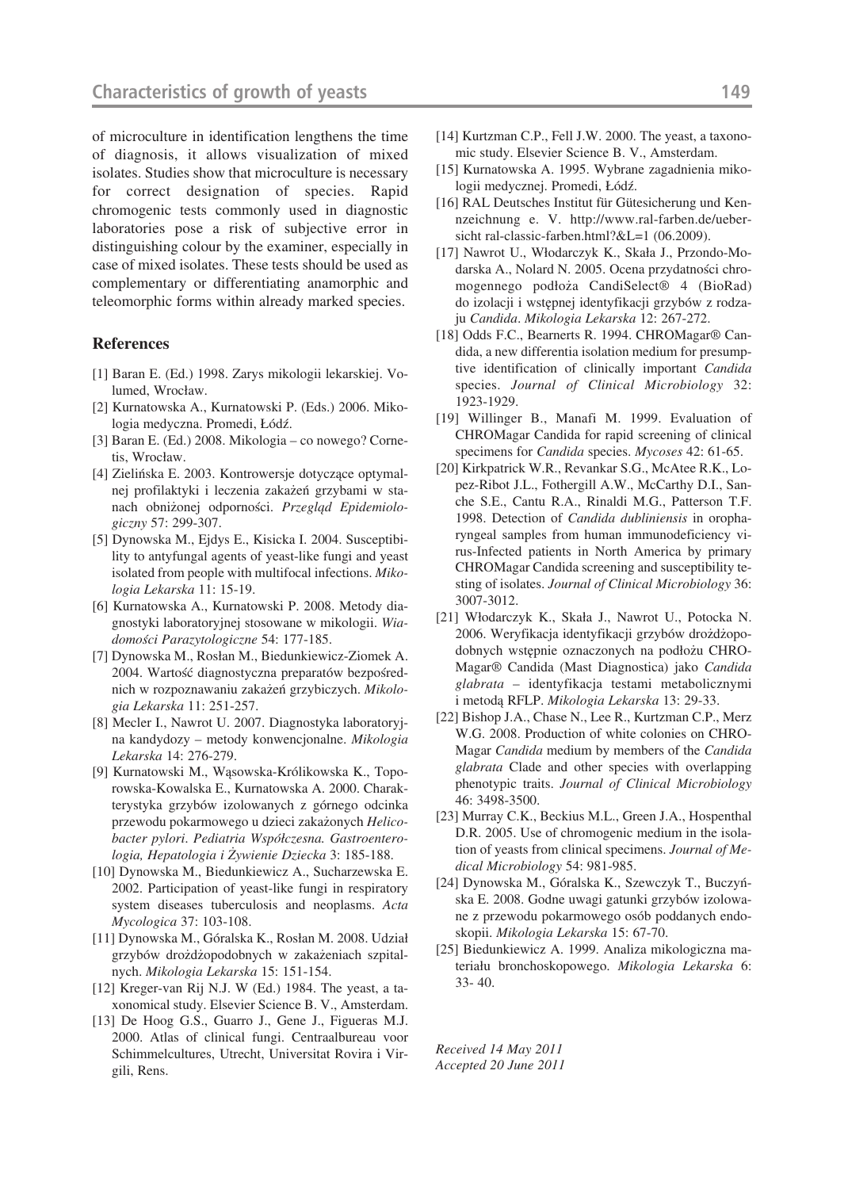of microculture in identification lengthens the time of diagnosis, it allows visualization of mixed isolates. Studies show that microculture is necessary for correct designation of species. Rapid chromogenic tests commonly used in diagnostic laboratories pose a risk of subjective error in distinguishing colour by the examiner, especially in case of mixed isolates. These tests should be used as complementary or differentiating anamorphic and teleomorphic forms within already marked species.

## References

[1] Baran E. (Ed.) 1998. Zarys mikologii lekarskiej. Volumed, Wrocław.

[2] Kurnatowska A., Kurnatowski P. (Eds.) 2006. Mikologia medyczna. Promedi, Łódź.

[3] Baran E. (Ed.) 2008. Mikologia – co nowego? Cornetis, Wrocław.

[4] Zielińska E. 2003. Kontrowersje dotyczące optymalnej profilaktyki i leczenia zakażeń grzybami w stanach obniżonej odporności. *Przegląd Epidemiologiczny* 57: 299-307.

[5] Dynowska M., Ejdys E., Kisicka I. 2004. Susceptibility to antyfungal agents of yeast-like fungi and yeast isolated from people with multifocal infections. *Mikologia Lekarska* 11: 15-19.

[6] Kurnatowska A., Kurnatowski P. 2008. Metody diagnostyki laboratoryjnej stosowane w mikologii. *Wiadomości Parazytologiczne* 54: 177-185.

[7] Dynowska M., Rosłan M., Biedunkiewicz-Ziomek A. 2004. Wartość diagnostyczna preparatów bezpośrednich w rozpoznawaniu zakażeń grzybiczych. *Mikologia Lekarska* 11: 251-257.

[8] Mecler I., Nawrot U. 2007. Diagnostyka laboratoryjna kandydozy – metody konwencjonalne. *Mikologia Lekarska* 14: 276-279.

[9] Kurnatowski M., Wąsowska-Królikowska K., Toporowska-Kowalska E., Kurnatowska A. 2000. Charakterystyka grzybów izolowanych z górnego odcinka przewodu pokarmowego u dzieci zakażonych *Helicobacter pylori*. *Pediatria Współczesna. Gastroenterologia, Hepatologia i Żywienie Dziecka* 3: 185-188.

[10] Dynowska M., Biedunkiewicz A., Sucharzewska E. 2002. Participation of yeast-like fungi in respiratory system diseases tuberculosis and neoplasms. *Acta Mycologica* 37: 103-108.

[11] Dynowska M., Góralska K., Rosłan M. 2008. Udział grzybów drożdżopodobnych w zakażeniach szpitalnych. *Mikologia Lekarska* 15: 151-154.

[12] Kreger-van Rij N.J. W (Ed.) 1984. The yeast, a taxonomical study. Elsevier Science B. V., Amsterdam.

[13] De Hoog G.S., Guarro J., Gene J., Figueras M.J. 2000. Atlas of clinical fungi. Centraalbureau voor Schimmelcultures, Utrecht, Universitat Rovira i Virgili, Rens.

[14] Kurtzman C.P., Fell J.W. 2000. The yeast, a taxonomic study. Elsevier Science B. V., Amsterdam.

[15] Kurnatowska A. 1995. Wybrane zagadnienia mikologii medycznej. Promedi, Łódź.

[16] RAL Deutsches Institut für Gütesicherung und Kennzeichnung e. V. http://www.ral-farben.de/uebersicht ral-classic-farben.html?&L=1 (06.2009).

[17] Nawrot U., Włodarczyk K., Skała J., Przondo-Modarska A., Nolard N. 2005. Ocena przydatności chromogennego podłoża CandiSelect® 4 (BioRad) do izolacji i wstępnej identyfikacji grzybów z rodzaju *Candida*. *Mikologia Lekarska* 12: 267-272.

[18] Odds F.C., Bearnerts R. 1994. CHROMagar® Candida, a new differentia isolation medium for presumptive identification of clinically important *Candida* species. *Journal of Clinical Microbiology* 32: 1923-1929.

[19] Willinger B., Manafi M. 1999. Evaluation of CHROMagar Candida for rapid screening of clinical specimens for *Candida* species. *Mycoses* 42: 61-65.

[20] Kirkpatrick W.R., Revankar S.G., McAtee R.K., Lopez-Ribot J.L., Fothergill A.W., McCarthy D.I., Sanche S.E., Cantu R.A., Rinaldi M.G., Patterson T.F. 1998. Detection of *Candida dubliniensis* in oropharyngeal samples from human immunodeficiency virus-Infected patients in North America by primary CHROMagar Candida screening and susceptibility testing of isolates. *Journal of Clinical Microbiology* 36: 3007-3012.

[21] Włodarczyk K., Skała J., Nawrot U., Potocka N. 2006. Weryfikacja identyfikacji grzybów drożdżopodobnych wstępnie oznaczonych na podłożu CHROMagar® Candida (Mast Diagnostica) jako *Candida glabrata* – identyfikacja testami metabolicznymi i metodą RFLP. *Mikologia Lekarska* 13: 29-33.

[22] Bishop J.A., Chase N., Lee R., Kurtzman C.P., Merz W.G. 2008. Production of white colonies on CHROMagar *Candida* medium by members of the *Candida glabrata* Clade and other species with overlapping phenotypic traits. *Journal of Clinical Microbiology* 46: 3498-3500.

[23] Murray C.K., Beckius M.L., Green J.A., Hospenthal D.R. 2005. Use of chromogenic medium in the isolation of yeasts from clinical specimens. *Journal of Medical Microbiology* 54: 981-985.

[24] Dynowska M., Góralska K., Szewczyk T., Buczyńska E. 2008. Godne uwagi gatunki grzybów izolowane z przewodu pokarmowego osób poddanych endoskopii. *Mikologia Lekarska* 15: 67-70.

[25] Biedunkiewicz A. 1999. Analiza mikologiczna materiału bronchoskopowego. *Mikologia Lekarska* 6: 33- 40.

*Received 14 May 2011*
*Accepted 20 June 2011*